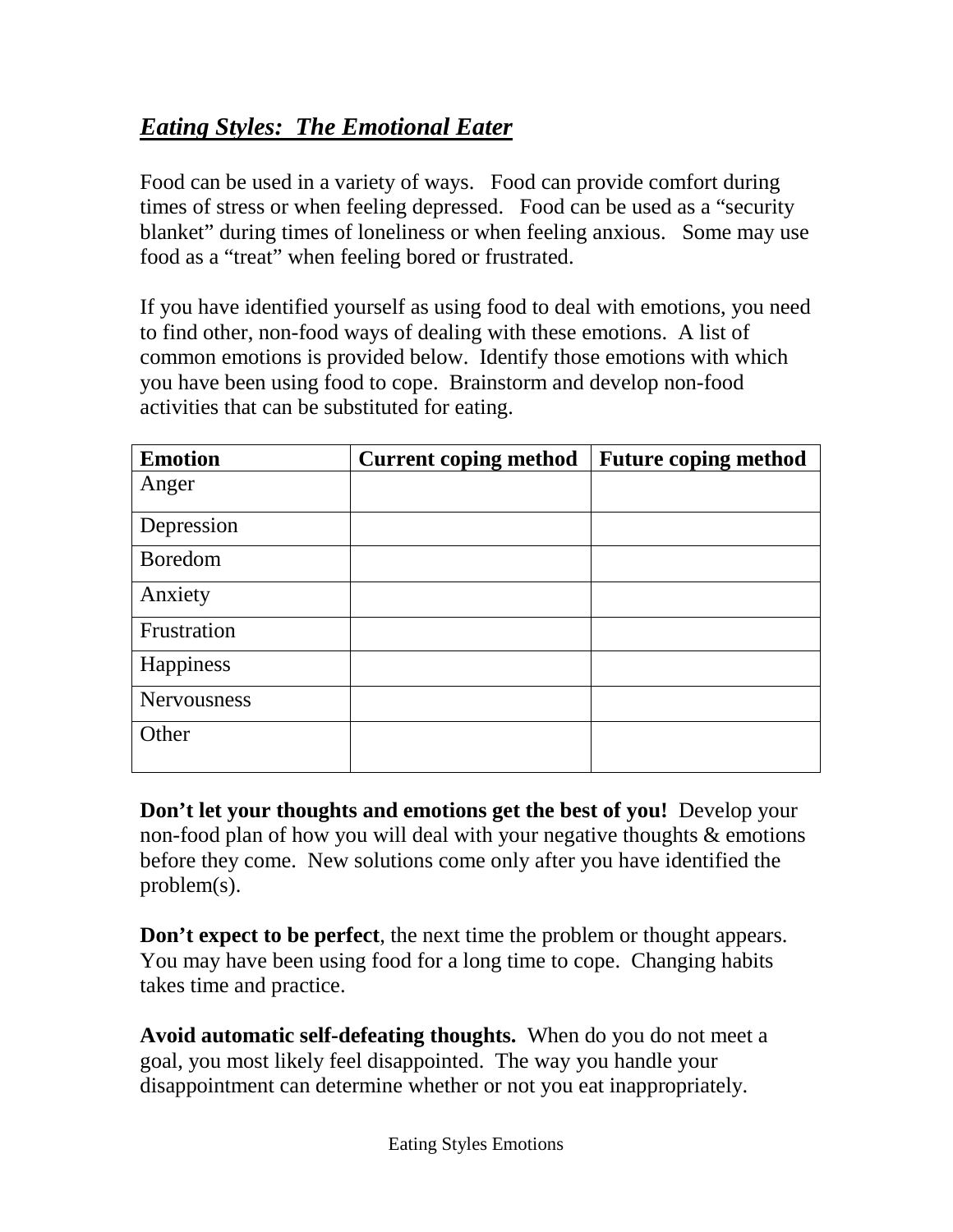# ***Eating Styles: The Emotional Eater***

Food can be used in a variety of ways. Food can provide comfort during times of stress or when feeling depressed. Food can be used as a "security blanket" during times of loneliness or when feeling anxious. Some may use food as a "treat" when feeling bored or frustrated.

If you have identified yourself as using food to deal with emotions, you need to find other, non-food ways of dealing with these emotions. A list of common emotions is provided below. Identify those emotions with which you have been using food to cope. Brainstorm and develop non-food activities that can be substituted for eating.

| Emotion | Current coping method | Future coping method |
|---|---|---|
| Anger | | |
| Depression | | |
| Boredom | | |
| Anxiety | | |
| Frustration | | |
| Happiness | | |
| Nervousness | | |
| Other | | |

**Don't let your thoughts and emotions get the best of you!** Develop your non-food plan of how you will deal with your negative thoughts & emotions before they come. New solutions come only after you have identified the problem(s).

**Don't expect to be perfect**, the next time the problem or thought appears. You may have been using food for a long time to cope. Changing habits takes time and practice.

**Avoid automatic self-defeating thoughts.** When do you do not meet a goal, you most likely feel disappointed. The way you handle your disappointment can determine whether or not you eat inappropriately.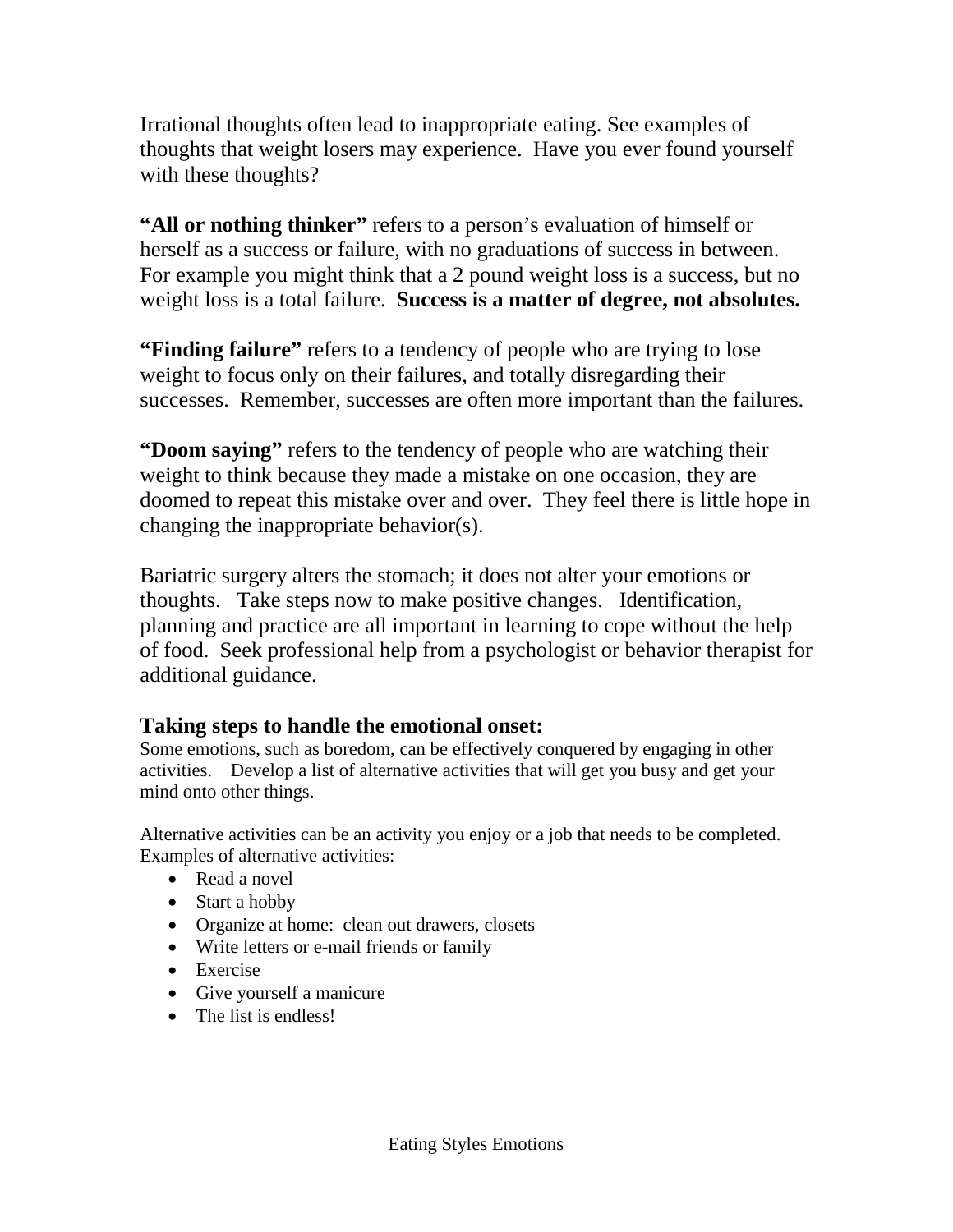Irrational thoughts often lead to inappropriate eating. See examples of thoughts that weight losers may experience. Have you ever found yourself with these thoughts?

**"All or nothing thinker"** refers to a person's evaluation of himself or herself as a success or failure, with no graduations of success in between. For example you might think that a 2 pound weight loss is a success, but no weight loss is a total failure. **Success is a matter of degree, not absolutes.**

**"Finding failure"** refers to a tendency of people who are trying to lose weight to focus only on their failures, and totally disregarding their successes. Remember, successes are often more important than the failures.

**"Doom saying"** refers to the tendency of people who are watching their weight to think because they made a mistake on one occasion, they are doomed to repeat this mistake over and over. They feel there is little hope in changing the inappropriate behavior(s).

Bariatric surgery alters the stomach; it does not alter your emotions or thoughts. Take steps now to make positive changes. Identification, planning and practice are all important in learning to cope without the help of food. Seek professional help from a psychologist or behavior therapist for additional guidance.

### Taking steps to handle the emotional onset:

Some emotions, such as boredom, can be effectively conquered by engaging in other activities. Develop a list of alternative activities that will get you busy and get your mind onto other things.

Alternative activities can be an activity you enjoy or a job that needs to be completed. Examples of alternative activities:

- Read a novel
- Start a hobby
- Organize at home: clean out drawers, closets
- Write letters or e-mail friends or family
- Exercise
- Give yourself a manicure
- The list is endless!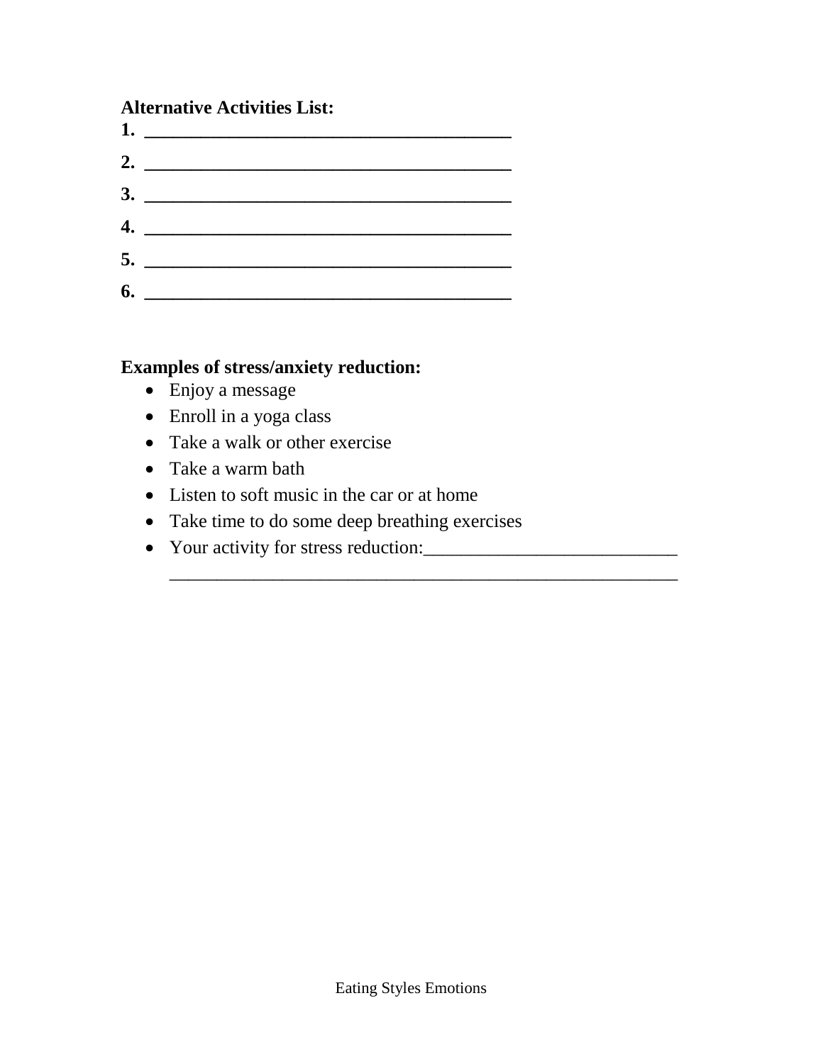**Alternative Activities List:**

**1. ________________________________________**

**2. ________________________________________**

**3. ________________________________________**

**4. ________________________________________**

**5. ________________________________________**

**6. ________________________________________**

**Examples of stress/anxiety reduction:**

- Enjoy a message
- Enroll in a yoga class
- Take a walk or other exercise
- Take a warm bath
- Listen to soft music in the car or at home
- Take time to do some deep breathing exercises
- Your activity for stress reduction:___________________________ _______________________________________________________